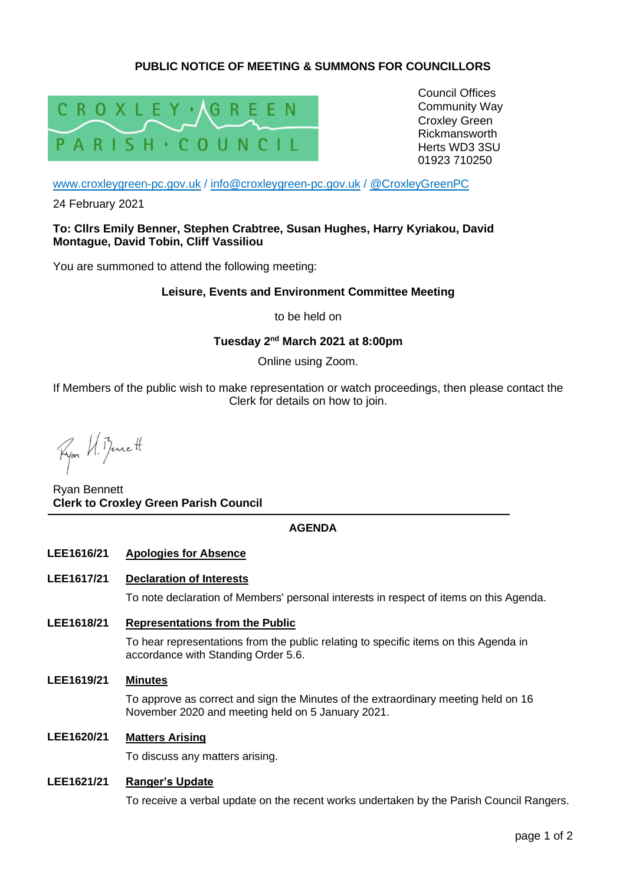# PUBLIC NOTICE OF MEETING & SUMMONS FOR COUNCILLORS

CROXLEY GREEN PARISH COUNCIL

Council Offices
Community Way
Croxley Green
Rickmansworth
Herts WD3 3SU
01923 710250

www.croxleygreen-pc.gov.uk / info@croxleygreen-pc.gov.uk / @CroxleyGreenPC

24 February 2021

**To: Cllrs Emily Benner, Stephen Crabtree, Susan Hughes, Harry Kyriakou, David Montague, David Tobin, Cliff Vassiliou**

You are summoned to attend the following meeting:

**Leisure, Events and Environment Committee Meeting**

to be held on

**Tuesday 2nd March 2021 at 8:00pm**

Online using Zoom.

If Members of the public wish to make representation or watch proceedings, then please contact the Clerk for details on how to join.

Ryan Bennett
**Clerk to Croxley Green Parish Council**

## AGENDA

**LEE1616/21 Apologies for Absence**

**LEE1617/21 Declaration of Interests**

To note declaration of Members' personal interests in respect of items on this Agenda.

**LEE1618/21 Representations from the Public**

To hear representations from the public relating to specific items on this Agenda in accordance with Standing Order 5.6.

**LEE1619/21 Minutes**

To approve as correct and sign the Minutes of the extraordinary meeting held on 16 November 2020 and meeting held on 5 January 2021.

**LEE1620/21 Matters Arising**

To discuss any matters arising.

**LEE1621/21 Ranger's Update**

To receive a verbal update on the recent works undertaken by the Parish Council Rangers.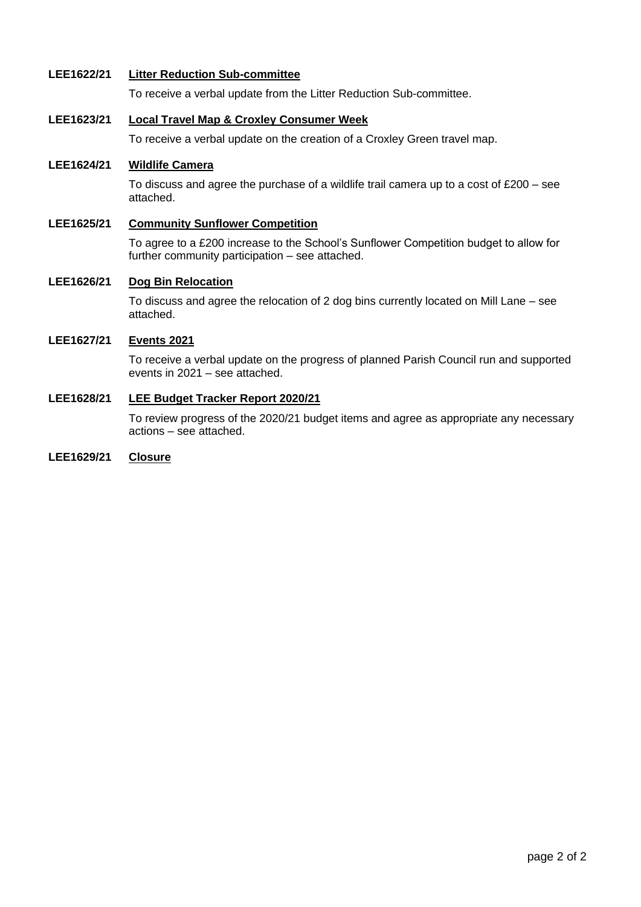**LEE1622/21** **Litter Reduction Sub-committee**

To receive a verbal update from the Litter Reduction Sub-committee.

**LEE1623/21** **Local Travel Map & Croxley Consumer Week**

To receive a verbal update on the creation of a Croxley Green travel map.

**LEE1624/21** **Wildlife Camera**

To discuss and agree the purchase of a wildlife trail camera up to a cost of £200 – see attached.

**LEE1625/21** **Community Sunflower Competition**

To agree to a £200 increase to the School's Sunflower Competition budget to allow for further community participation – see attached.

**LEE1626/21** **Dog Bin Relocation**

To discuss and agree the relocation of 2 dog bins currently located on Mill Lane – see attached.

**LEE1627/21** **Events 2021**

To receive a verbal update on the progress of planned Parish Council run and supported events in 2021 – see attached.

**LEE1628/21** **LEE Budget Tracker Report 2020/21**

To review progress of the 2020/21 budget items and agree as appropriate any necessary actions – see attached.

**LEE1629/21** **Closure**